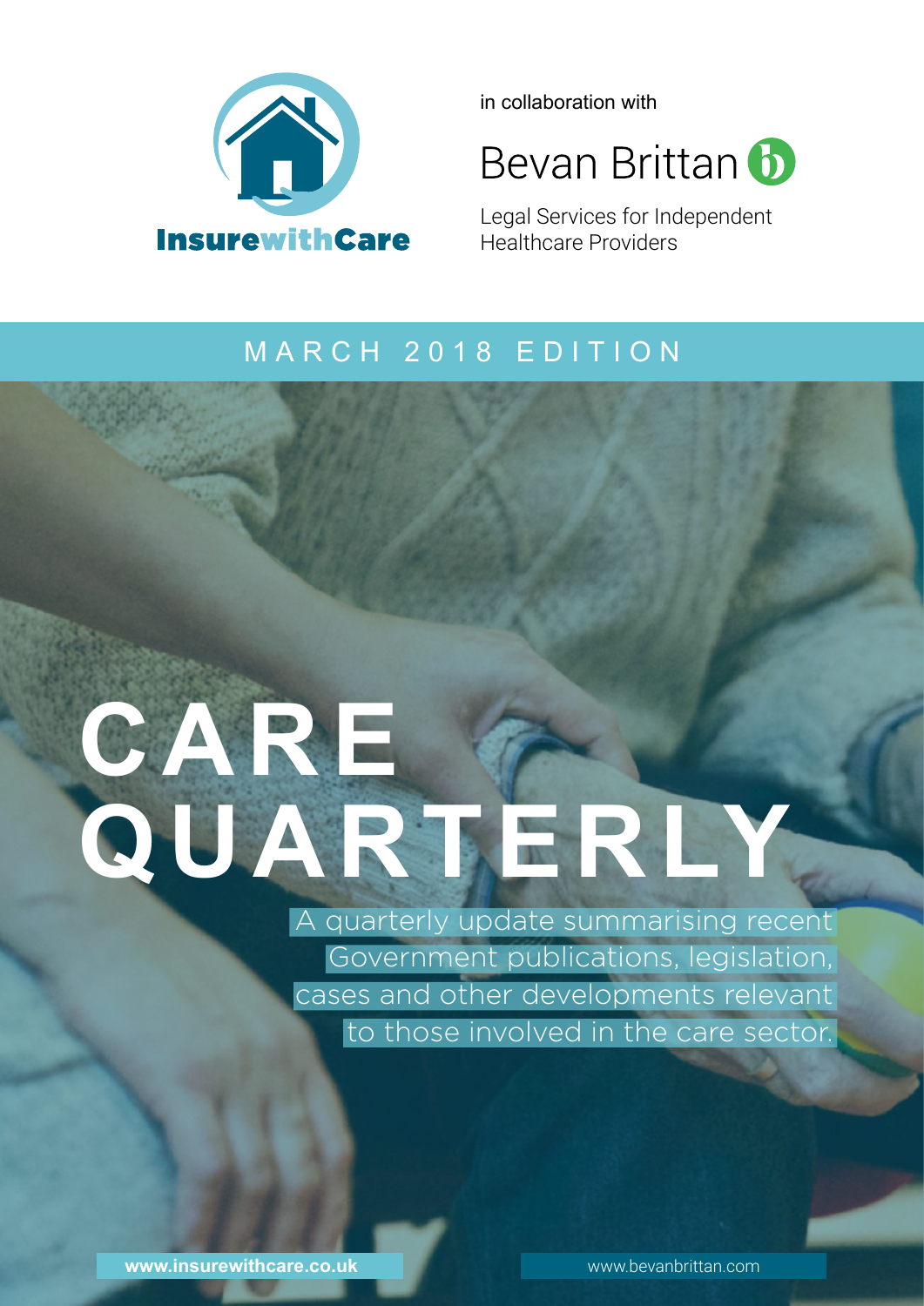InsurewithCare

in collaboration with

Bevan Brittan

Legal Services for Independent Healthcare Providers

MARCH 2018 EDITION

# CARE QUARTERLY

A quarterly update summarising recent Government publications, legislation, cases and other developments relevant to those involved in the care sector.

**www.insurewithcare.co.uk**

www.bevanbrittan.com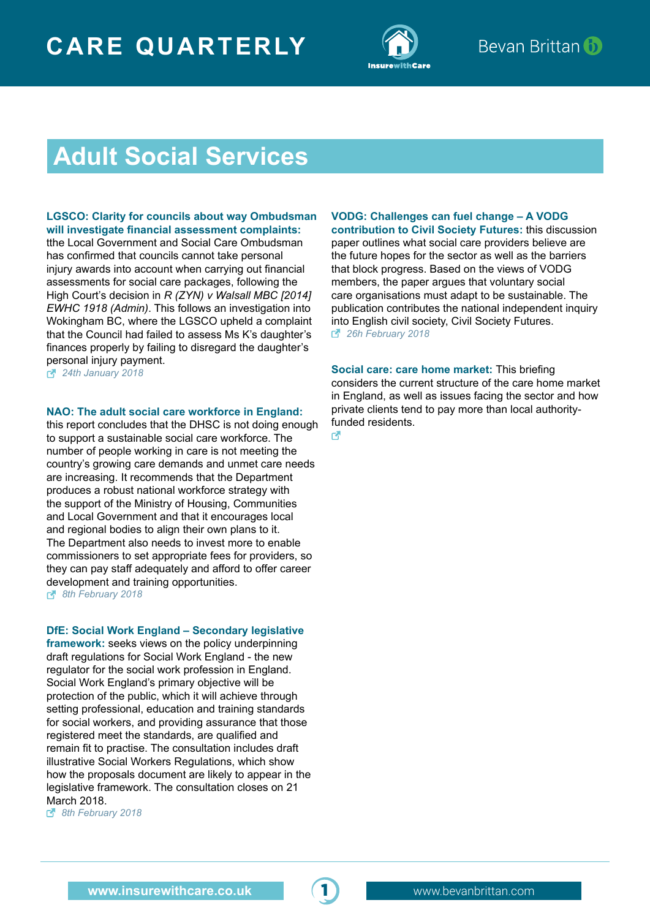## Adult Social Services

**LGSCO: Clarity for councils about way Ombudsman will investigate financial assessment complaints:** tthe Local Government and Social Care Ombudsman has confirmed that councils cannot take personal injury awards into account when carrying out financial assessments for social care packages, following the High Court's decision in *R (ZYN) v Walsall MBC [2014] EWHC 1918 (Admin)*. This follows an investigation into Wokingham BC, where the LGSCO upheld a complaint that the Council had failed to assess Ms K's daughter's finances properly by failing to disregard the daughter's personal injury payment.
*24th January 2018*

**NAO: The adult social care workforce in England:** this report concludes that the DHSC is not doing enough to support a sustainable social care workforce. The number of people working in care is not meeting the country's growing care demands and unmet care needs are increasing. It recommends that the Department produces a robust national workforce strategy with the support of the Ministry of Housing, Communities and Local Government and that it encourages local and regional bodies to align their own plans to it. The Department also needs to invest more to enable commissioners to set appropriate fees for providers, so they can pay staff adequately and afford to offer career development and training opportunities.
*8th February 2018*

**DfE: Social Work England – Secondary legislative framework:** seeks views on the policy underpinning draft regulations for Social Work England - the new regulator for the social work profession in England. Social Work England's primary objective will be protection of the public, which it will achieve through setting professional, education and training standards for social workers, and providing assurance that those registered meet the standards, are qualified and remain fit to practise. The consultation includes draft illustrative Social Workers Regulations, which show how the proposals document are likely to appear in the legislative framework. The consultation closes on 21 March 2018.
*8th February 2018*

**VODG: Challenges can fuel change – A VODG contribution to Civil Society Futures:** this discussion paper outlines what social care providers believe are the future hopes for the sector as well as the barriers that block progress. Based on the views of VODG members, the paper argues that voluntary social care organisations must adapt to be sustainable. The publication contributes the national independent inquiry into English civil society, Civil Society Futures.
*26h February 2018*

**Social care: care home market:** This briefing considers the current structure of the care home market in England, as well as issues facing the sector and how private clients tend to pay more than local authority-funded residents.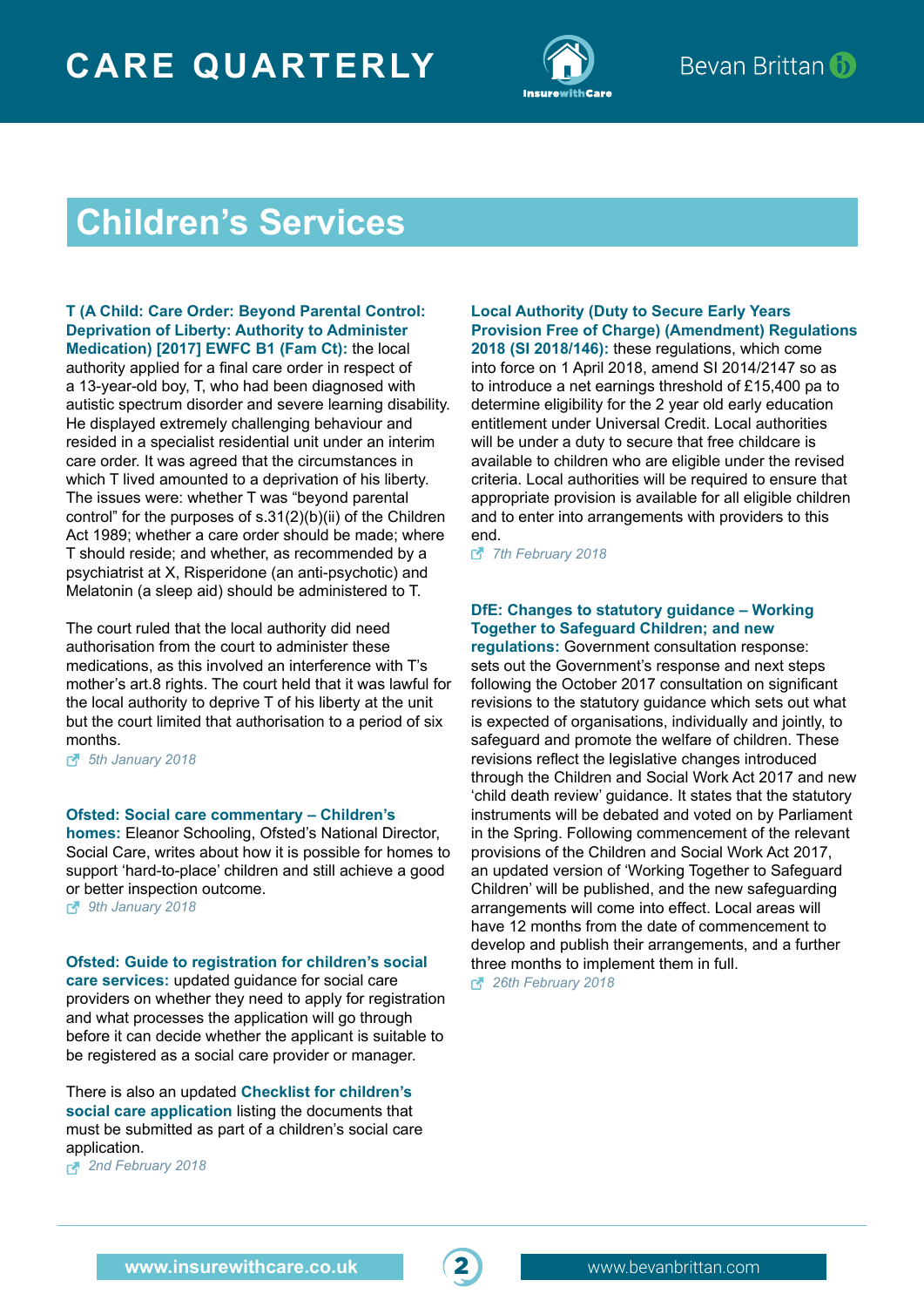# Children's Services

**T (A Child: Care Order: Beyond Parental Control: Deprivation of Liberty: Authority to Administer Medication) [2017] EWFC B1 (Fam Ct):** the local authority applied for a final care order in respect of a 13-year-old boy, T, who had been diagnosed with autistic spectrum disorder and severe learning disability. He displayed extremely challenging behaviour and resided in a specialist residential unit under an interim care order. It was agreed that the circumstances in which T lived amounted to a deprivation of his liberty. The issues were: whether T was "beyond parental control" for the purposes of s.31(2)(b)(ii) of the Children Act 1989; whether a care order should be made; where T should reside; and whether, as recommended by a psychiatrist at X, Risperidone (an anti-psychotic) and Melatonin (a sleep aid) should be administered to T.

The court ruled that the local authority did need authorisation from the court to administer these medications, as this involved an interference with T's mother's art.8 rights. The court held that it was lawful for the local authority to deprive T of his liberty at the unit but the court limited that authorisation to a period of six months.

*5th January 2018*

**Ofsted: Social care commentary – Children's homes:** Eleanor Schooling, Ofsted's National Director, Social Care, writes about how it is possible for homes to support 'hard-to-place' children and still achieve a good or better inspection outcome.

*9th January 2018*

**Ofsted: Guide to registration for children's social care services:** updated guidance for social care providers on whether they need to apply for registration and what processes the application will go through before it can decide whether the applicant is suitable to be registered as a social care provider or manager.

There is also an updated **Checklist for children's social care application** listing the documents that must be submitted as part of a children's social care application.

*2nd February 2018*

**Local Authority (Duty to Secure Early Years Provision Free of Charge) (Amendment) Regulations 2018 (SI 2018/146):** these regulations, which come into force on 1 April 2018, amend SI 2014/2147 so as to introduce a net earnings threshold of £15,400 pa to determine eligibility for the 2 year old early education entitlement under Universal Credit. Local authorities will be under a duty to secure that free childcare is available to children who are eligible under the revised criteria. Local authorities will be required to ensure that appropriate provision is available for all eligible children and to enter into arrangements with providers to this end.

*7th February 2018*

**DfE: Changes to statutory guidance – Working Together to Safeguard Children; and new regulations:** Government consultation response: sets out the Government's response and next steps following the October 2017 consultation on significant revisions to the statutory guidance which sets out what is expected of organisations, individually and jointly, to safeguard and promote the welfare of children. These revisions reflect the legislative changes introduced through the Children and Social Work Act 2017 and new 'child death review' guidance. It states that the statutory instruments will be debated and voted on by Parliament in the Spring. Following commencement of the relevant provisions of the Children and Social Work Act 2017, an updated version of 'Working Together to Safeguard Children' will be published, and the new safeguarding arrangements will come into effect. Local areas will have 12 months from the date of commencement to develop and publish their arrangements, and a further three months to implement them in full.

*26th February 2018*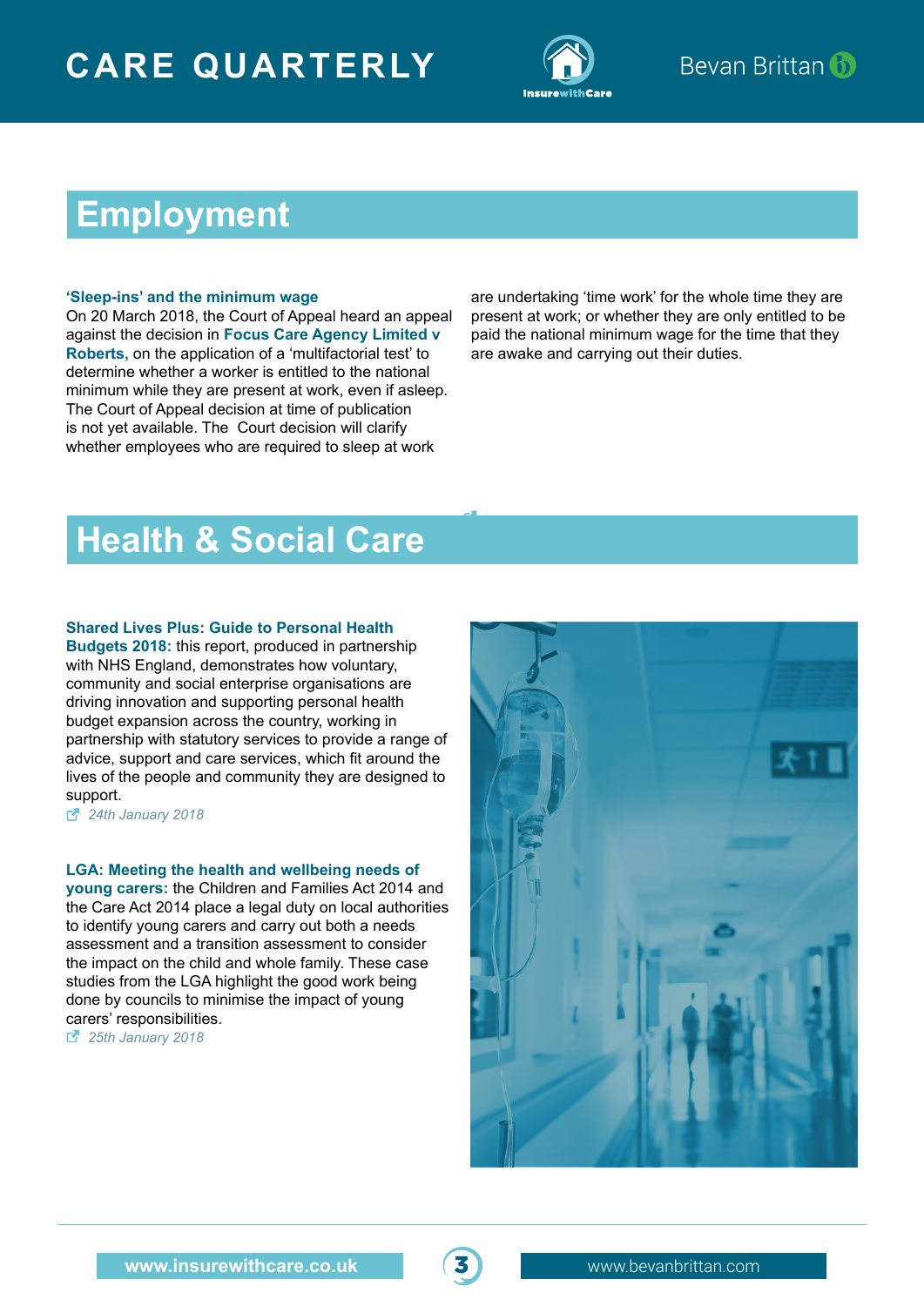# Employment

**'Sleep-ins' and the minimum wage**

On 20 March 2018, the Court of Appeal heard an appeal against the decision in **Focus Care Agency Limited v Roberts,** on the application of a 'multifactorial test' to determine whether a worker is entitled to the national minimum while they are present at work, even if asleep. The Court of Appeal decision at time of publication is not yet available. The Court decision will clarify whether employees who are required to sleep at work are undertaking 'time work' for the whole time they are present at work; or whether they are only entitled to be paid the national minimum wage for the time that they are awake and carrying out their duties.

# Health & Social Care

**Shared Lives Plus: Guide to Personal Health Budgets 2018:** this report, produced in partnership with NHS England, demonstrates how voluntary, community and social enterprise organisations are driving innovation and supporting personal health budget expansion across the country, working in partnership with statutory services to provide a range of advice, support and care services, which fit around the lives of the people and community they are designed to support.

*24th January 2018*

**LGA: Meeting the health and wellbeing needs of young carers:** the Children and Families Act 2014 and the Care Act 2014 place a legal duty on local authorities to identify young carers and carry out both a needs assessment and a transition assessment to consider the impact on the child and whole family. These case studies from the LGA highlight the good work being done by councils to minimise the impact of young carers' responsibilities.

*25th January 2018*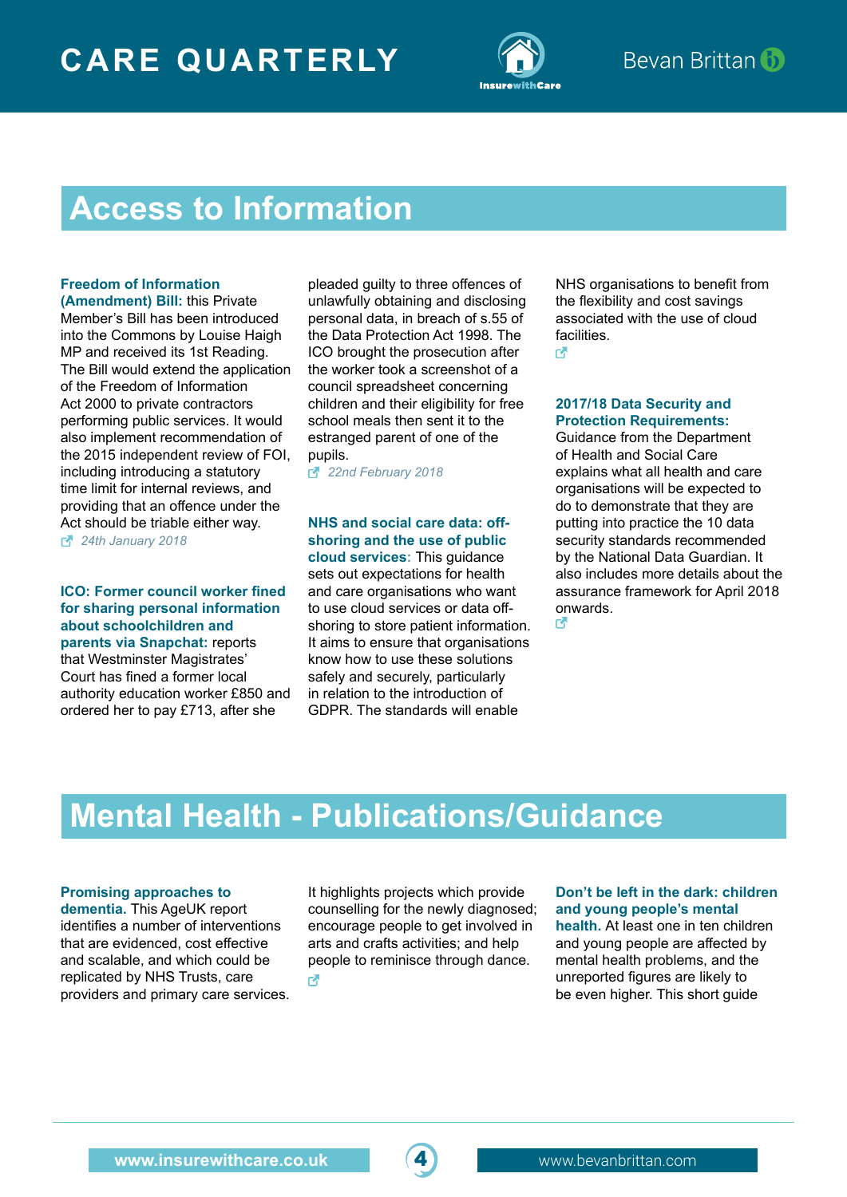## Access to Information

**Freedom of Information (Amendment) Bill:** this Private Member's Bill has been introduced into the Commons by Louise Haigh MP and received its 1st Reading. The Bill would extend the application of the Freedom of Information Act 2000 to private contractors performing public services. It would also implement recommendation of the 2015 independent review of FOI, including introducing a statutory time limit for internal reviews, and providing that an offence under the Act should be triable either way.
*24th January 2018*

**ICO: Former council worker fined for sharing personal information about schoolchildren and parents via Snapchat:** reports that Westminster Magistrates' Court has fined a former local authority education worker £850 and ordered her to pay £713, after she pleaded guilty to three offences of unlawfully obtaining and disclosing personal data, in breach of s.55 of the Data Protection Act 1998. The ICO brought the prosecution after the worker took a screenshot of a council spreadsheet concerning children and their eligibility for free school meals then sent it to the estranged parent of one of the pupils.
*22nd February 2018*

**NHS and social care data: off-shoring and the use of public cloud services:** This guidance sets out expectations for health and care organisations who want to use cloud services or data off-shoring to store patient information. It aims to ensure that organisations know how to use these solutions safely and securely, particularly in relation to the introduction of GDPR. The standards will enable NHS organisations to benefit from the flexibility and cost savings associated with the use of cloud facilities.

**2017/18 Data Security and Protection Requirements:** Guidance from the Department of Health and Social Care explains what all health and care organisations will be expected to do to demonstrate that they are putting into practice the 10 data security standards recommended by the National Data Guardian. It also includes more details about the assurance framework for April 2018 onwards.

## Mental Health - Publications/Guidance

**Promising approaches to dementia.** This AgeUK report identifies a number of interventions that are evidenced, cost effective and scalable, and which could be replicated by NHS Trusts, care providers and primary care services. It highlights projects which provide counselling for the newly diagnosed; encourage people to get involved in arts and crafts activities; and help people to reminisce through dance.

**Don't be left in the dark: children and young people's mental health.** At least one in ten children and young people are affected by mental health problems, and the unreported figures are likely to be even higher. This short guide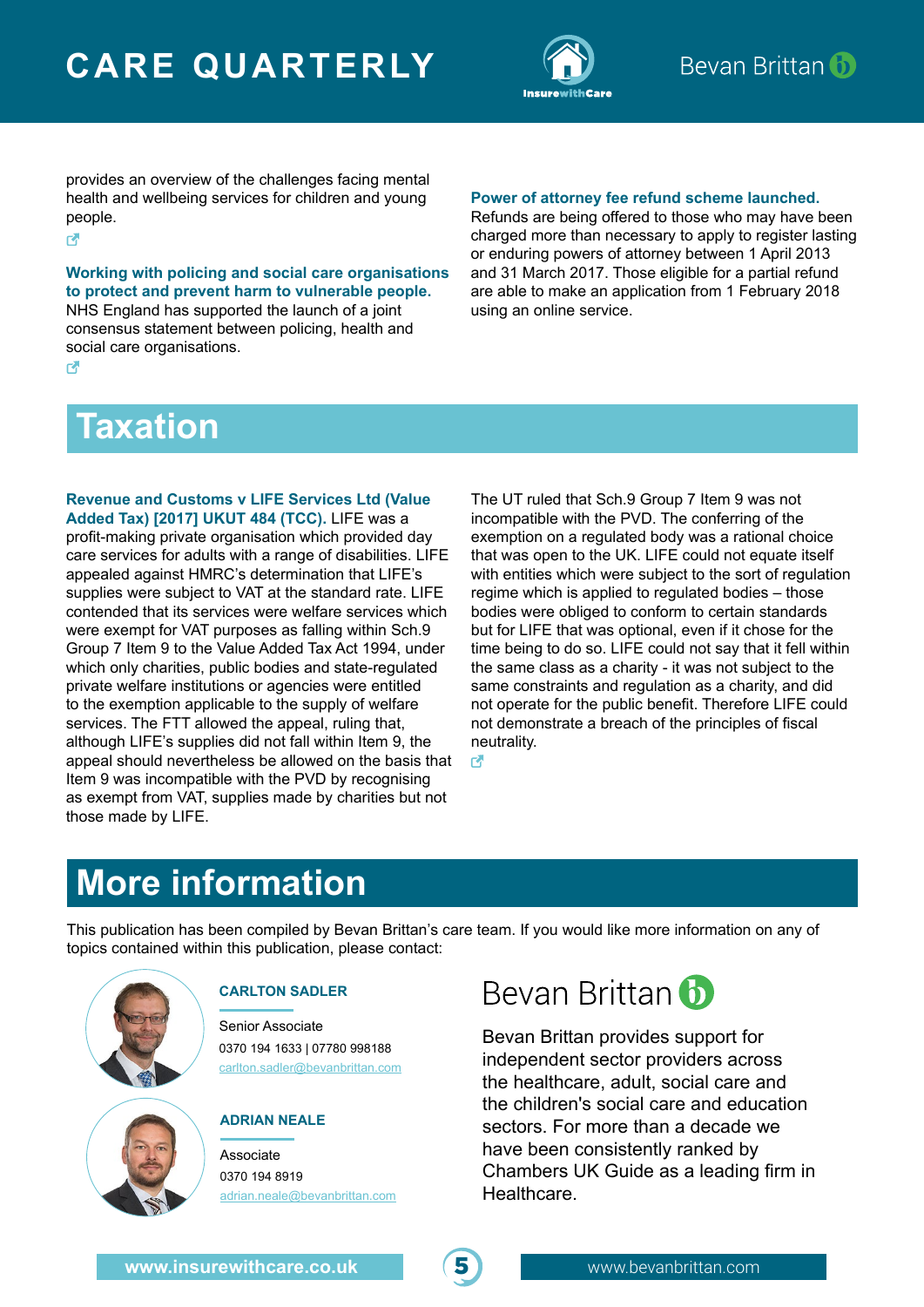provides an overview of the challenges facing mental health and wellbeing services for children and young people.

**Working with policing and social care organisations to protect and prevent harm to vulnerable people.** NHS England has supported the launch of a joint consensus statement between policing, health and social care organisations.

**Power of attorney fee refund scheme launched.** Refunds are being offered to those who may have been charged more than necessary to apply to register lasting or enduring powers of attorney between 1 April 2013 and 31 March 2017. Those eligible for a partial refund are able to make an application from 1 February 2018 using an online service.

## Taxation

**Revenue and Customs v LIFE Services Ltd (Value Added Tax) [2017] UKUT 484 (TCC).** LIFE was a profit-making private organisation which provided day care services for adults with a range of disabilities. LIFE appealed against HMRC's determination that LIFE's supplies were subject to VAT at the standard rate. LIFE contended that its services were welfare services which were exempt for VAT purposes as falling within Sch.9 Group 7 Item 9 to the Value Added Tax Act 1994, under which only charities, public bodies and state-regulated private welfare institutions or agencies were entitled to the exemption applicable to the supply of welfare services. The FTT allowed the appeal, ruling that, although LIFE's supplies did not fall within Item 9, the appeal should nevertheless be allowed on the basis that Item 9 was incompatible with the PVD by recognising as exempt from VAT, supplies made by charities but not those made by LIFE.

The UT ruled that Sch.9 Group 7 Item 9 was not incompatible with the PVD. The conferring of the exemption on a regulated body was a rational choice that was open to the UK. LIFE could not equate itself with entities which were subject to the sort of regulation regime which is applied to regulated bodies – those bodies were obliged to conform to certain standards but for LIFE that was optional, even if it chose for the time being to do so. LIFE could not say that it fell within the same class as a charity - it was not subject to the same constraints and regulation as a charity, and did not operate for the public benefit. Therefore LIFE could not demonstrate a breach of the principles of fiscal neutrality.

## More information

This publication has been compiled by Bevan Brittan's care team. If you would like more information on any of topics contained within this publication, please contact:

**CARLTON SADLER**

Senior Associate
0370 194 1633 | 07780 998188
carlton.sadler@bevanbrittan.com

**ADRIAN NEALE**

Associate
0370 194 8919
adrian.neale@bevanbrittan.com

Bevan Brittan

Bevan Brittan provides support for independent sector providers across the healthcare, adult, social care and the children's social care and education sectors. For more than a decade we have been consistently ranked by Chambers UK Guide as a leading firm in Healthcare.

www.insurewithcare.co.uk

www.bevanbrittan.com